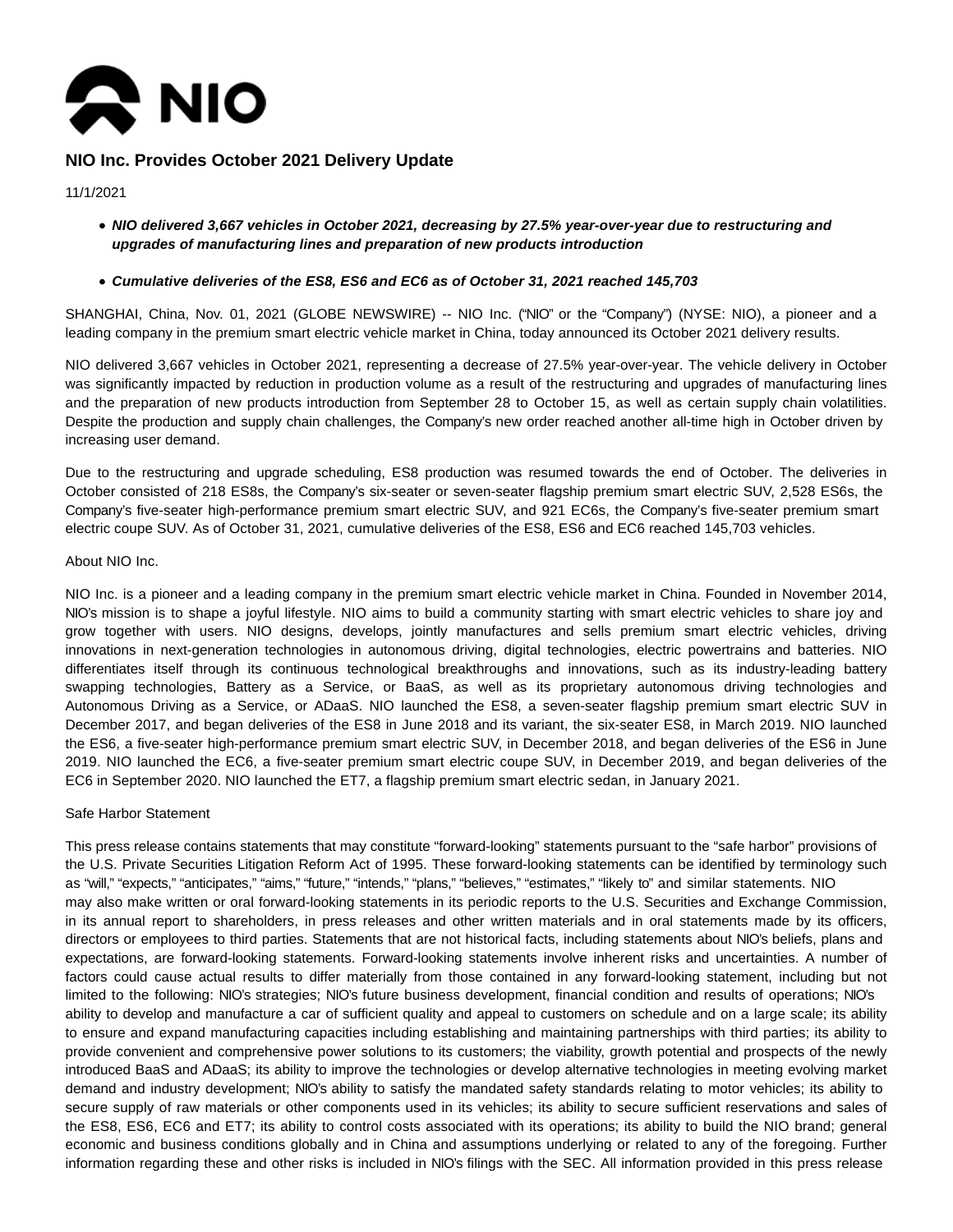# NIO Inc. Provides October 2021 Delivery Update

11/1/2021

- ***NIO delivered 3,667 vehicles in October 2021, decreasing by 27.5% year-over-year due to restructuring and upgrades of manufacturing lines and preparation of new products introduction***
- ***Cumulative deliveries of the ES8, ES6 and EC6 as of October 31, 2021 reached 145,703***

SHANGHAI, China, Nov. 01, 2021 (GLOBE NEWSWIRE) -- NIO Inc. ("NIO" or the "Company") (NYSE: NIO), a pioneer and a leading company in the premium smart electric vehicle market in China, today announced its October 2021 delivery results.

NIO delivered 3,667 vehicles in October 2021, representing a decrease of 27.5% year-over-year. The vehicle delivery in October was significantly impacted by reduction in production volume as a result of the restructuring and upgrades of manufacturing lines and the preparation of new products introduction from September 28 to October 15, as well as certain supply chain volatilities. Despite the production and supply chain challenges, the Company's new order reached another all-time high in October driven by increasing user demand.

Due to the restructuring and upgrade scheduling, ES8 production was resumed towards the end of October. The deliveries in October consisted of 218 ES8s, the Company's six-seater or seven-seater flagship premium smart electric SUV, 2,528 ES6s, the Company's five-seater high-performance premium smart electric SUV, and 921 EC6s, the Company's five-seater premium smart electric coupe SUV. As of October 31, 2021, cumulative deliveries of the ES8, ES6 and EC6 reached 145,703 vehicles.

About NIO Inc.

NIO Inc. is a pioneer and a leading company in the premium smart electric vehicle market in China. Founded in November 2014, NIO's mission is to shape a joyful lifestyle. NIO aims to build a community starting with smart electric vehicles to share joy and grow together with users. NIO designs, develops, jointly manufactures and sells premium smart electric vehicles, driving innovations in next-generation technologies in autonomous driving, digital technologies, electric powertrains and batteries. NIO differentiates itself through its continuous technological breakthroughs and innovations, such as its industry-leading battery swapping technologies, Battery as a Service, or BaaS, as well as its proprietary autonomous driving technologies and Autonomous Driving as a Service, or ADaaS. NIO launched the ES8, a seven-seater flagship premium smart electric SUV in December 2017, and began deliveries of the ES8 in June 2018 and its variant, the six-seater ES8, in March 2019. NIO launched the ES6, a five-seater high-performance premium smart electric SUV, in December 2018, and began deliveries of the ES6 in June 2019. NIO launched the EC6, a five-seater premium smart electric coupe SUV, in December 2019, and began deliveries of the EC6 in September 2020. NIO launched the ET7, a flagship premium smart electric sedan, in January 2021.

Safe Harbor Statement

This press release contains statements that may constitute "forward-looking" statements pursuant to the "safe harbor" provisions of the U.S. Private Securities Litigation Reform Act of 1995. These forward-looking statements can be identified by terminology such as "will," "expects," "anticipates," "aims," "future," "intends," "plans," "believes," "estimates," "likely to" and similar statements. NIO may also make written or oral forward-looking statements in its periodic reports to the U.S. Securities and Exchange Commission, in its annual report to shareholders, in press releases and other written materials and in oral statements made by its officers, directors or employees to third parties. Statements that are not historical facts, including statements about NIO's beliefs, plans and expectations, are forward-looking statements. Forward-looking statements involve inherent risks and uncertainties. A number of factors could cause actual results to differ materially from those contained in any forward-looking statement, including but not limited to the following: NIO's strategies; NIO's future business development, financial condition and results of operations; NIO's ability to develop and manufacture a car of sufficient quality and appeal to customers on schedule and on a large scale; its ability to ensure and expand manufacturing capacities including establishing and maintaining partnerships with third parties; its ability to provide convenient and comprehensive power solutions to its customers; the viability, growth potential and prospects of the newly introduced BaaS and ADaaS; its ability to improve the technologies or develop alternative technologies in meeting evolving market demand and industry development; NIO's ability to satisfy the mandated safety standards relating to motor vehicles; its ability to secure supply of raw materials or other components used in its vehicles; its ability to secure sufficient reservations and sales of the ES8, ES6, EC6 and ET7; its ability to control costs associated with its operations; its ability to build the NIO brand; general economic and business conditions globally and in China and assumptions underlying or related to any of the foregoing. Further information regarding these and other risks is included in NIO's filings with the SEC. All information provided in this press release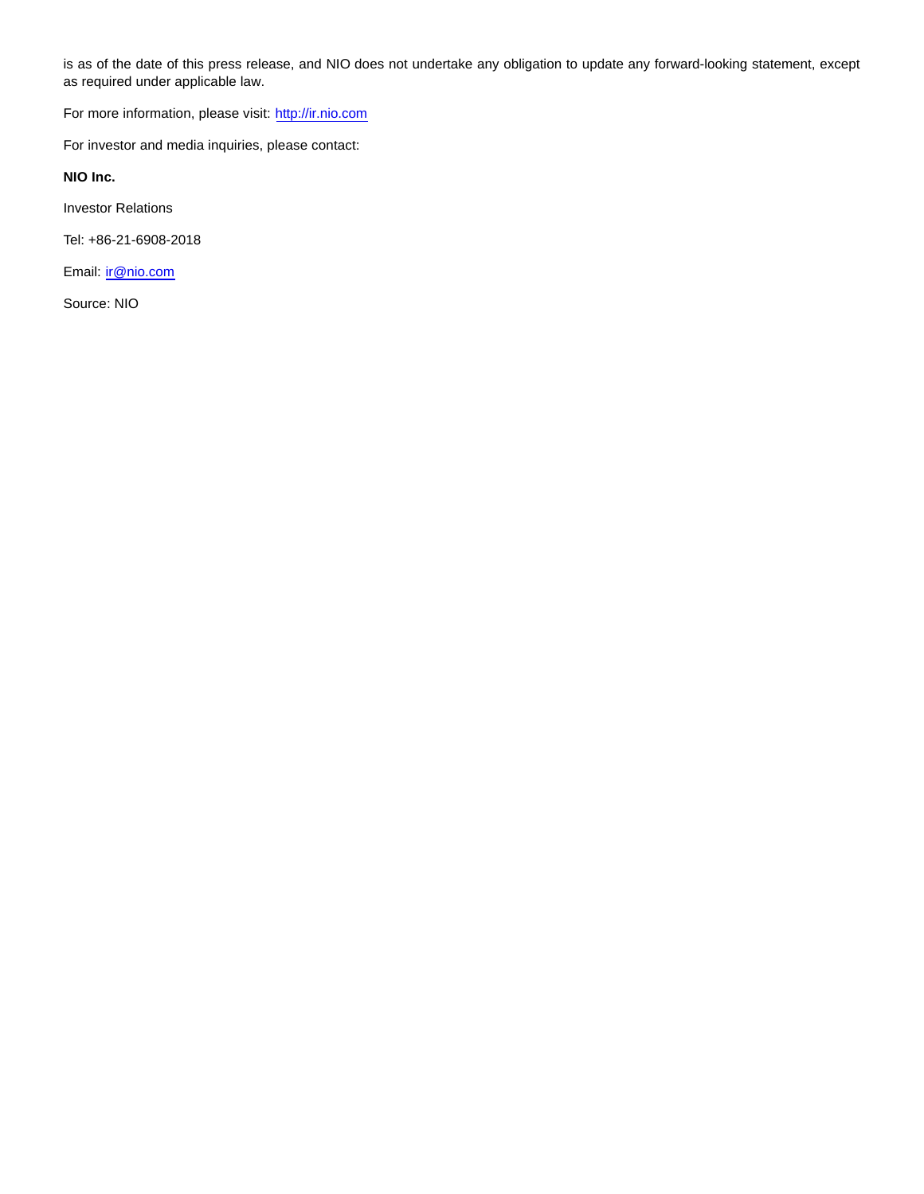is as of the date of this press release, and NIO does not undertake any obligation to update any forward-looking statement, except as required under applicable law.

For more information, please visit: http://ir.nio.com

For investor and media inquiries, please contact:

**NIO Inc.**

Investor Relations

Tel: +86-21-6908-2018

Email: ir@nio.com

Source: NIO